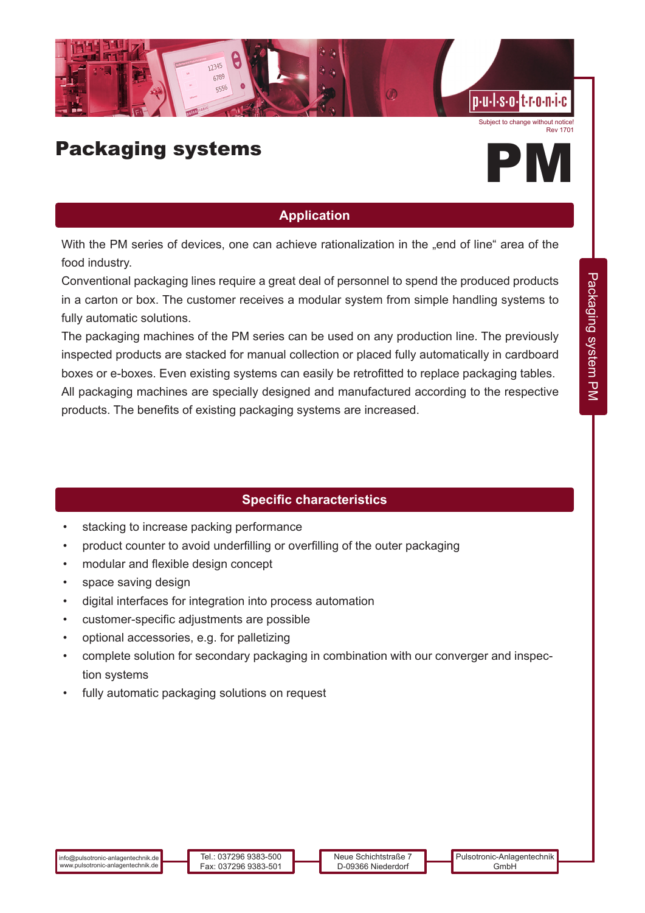Subject to change without notice!
Rev 1701

# Packaging systems

# PM

## Application

With the PM series of devices, one can achieve rationalization in the „end of line“ area of the food industry.
Conventional packaging lines require a great deal of personnel to spend the produced products in a carton or box. The customer receives a modular system from simple handling systems to fully automatic solutions.
The packaging machines of the PM series can be used on any production line. The previously inspected products are stacked for manual collection or placed fully automatically in cardboard boxes or e-boxes. Even existing systems can easily be retrofitted to replace packaging tables.
All packaging machines are specially designed and manufactured according to the respective products. The benefits of existing packaging systems are increased.

## Specific characteristics

- stacking to increase packing performance
- product counter to avoid underfilling or overfilling of the outer packaging
- modular and flexible design concept
- space saving design
- digital interfaces for integration into process automation
- customer-specific adjustments are possible
- optional accessories, e.g. for palletizing
- complete solution for secondary packaging in combination with our converger and inspection systems
- fully automatic packaging solutions on request

info@pulsotronic-anlagentechnik.de
www.pulsotronic-anlagentechnik.de

Tel.: 037296 9383-500
Fax: 037296 9383-501

Neue Schichtstraße 7
D-09366 Niederdorf

Pulsotronic-Anlagentechnik GmbH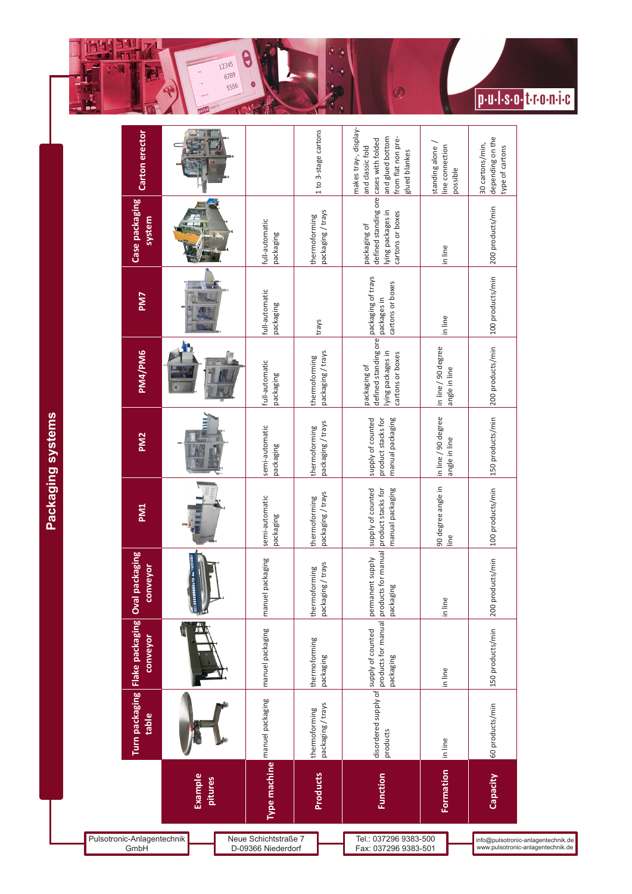# Packaging systems

| | Turn packaging table | Flake packaging conveyor | Oval packaging conveyor | PM1 | PM2 | PM4/PM6 | PM7 | Case packaging system | Carton erector |
|---|---|---|---|---|---|---|---|---|---|
| **Example pitures** | | | | | | | | | |
| **Type machine** | manuel packaging | manuel packaging | manuel packaging | semi-automatic packaging | semi-automatic packaging | full-automatic packaging | full-automatic packaging | full-automatic packaging | |
| **Products** | thermoforming packaging / trays | thermoforming packaging | thermoforming packaging / trays | thermoforming packaging / trays | thermoforming packaging / trays | thermoforming packaging / trays | trays | thermoforming packaging / trays | 1 to 3-stage cartons |
| **Function** | disordered supply of products | supply of counted products for manual packaging | permanent supply products for manual packaging | supply of counted product stacks for manual packaging | supply of counted product stacks for manual packaging | packaging of defined standing ore lying packages in cartons or boxes | packaging of trays packages in cartons or boxes | packaging of defined standing ore lying packages in cartons or boxes | makes tray-, display- and classic fold cases with folded and glued bottom from flat non pre-glued blankes |
| **Formation** | in line | in line | in line | 90 degree angle in line | in line / 90 degree angle in line | in line / 90 degree angle in line | in line | in line | standing alone / line connection possible |
| **Capacity** | 60 products/min | 150 products/min | 200 products/min | 100 products/min | 150 products/min | 200 products/min | 100 products/min | 200 products/min | 30 cartons/min, depending on the type of cartons |

Pulsotronic-Anlagentechnik GmbH | Neue Schichtstraße 7, D-09366 Niederdorf | Tel.: 037296 9383-500, Fax: 037296 9383-501 | info@pulsotronic-anlagentechnik.de, www.pulsotronic-anlagentechnik.de